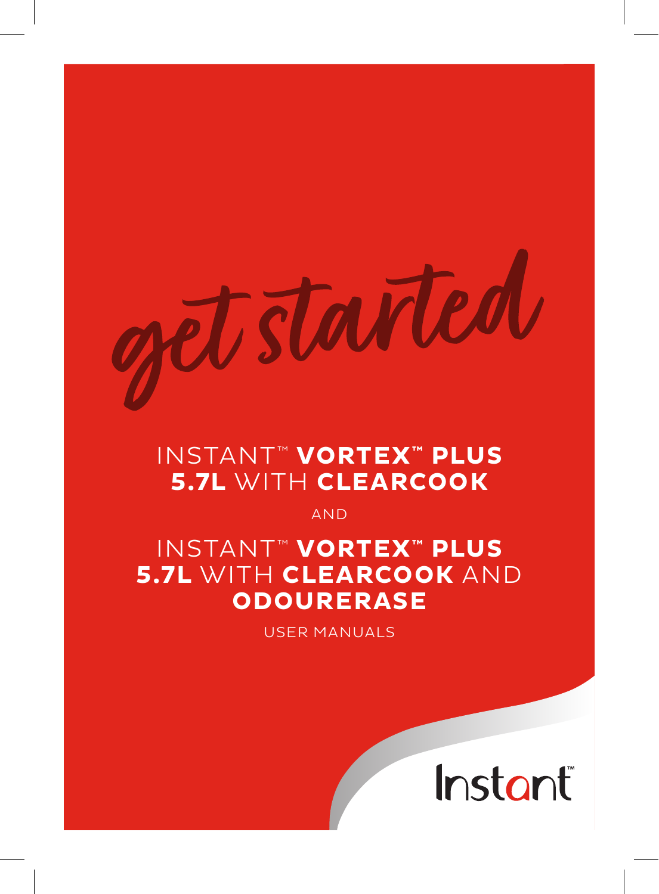# get started

## INSTANT™ **VORTEX™ PLUS 5.7L** WITH **CLEARCOOK**

AND

## INSTANT™ **VORTEX™ PLUS 5.7L** WITH **CLEARCOOK** AND **ODOURERASE**

USER MANUALS

Instant™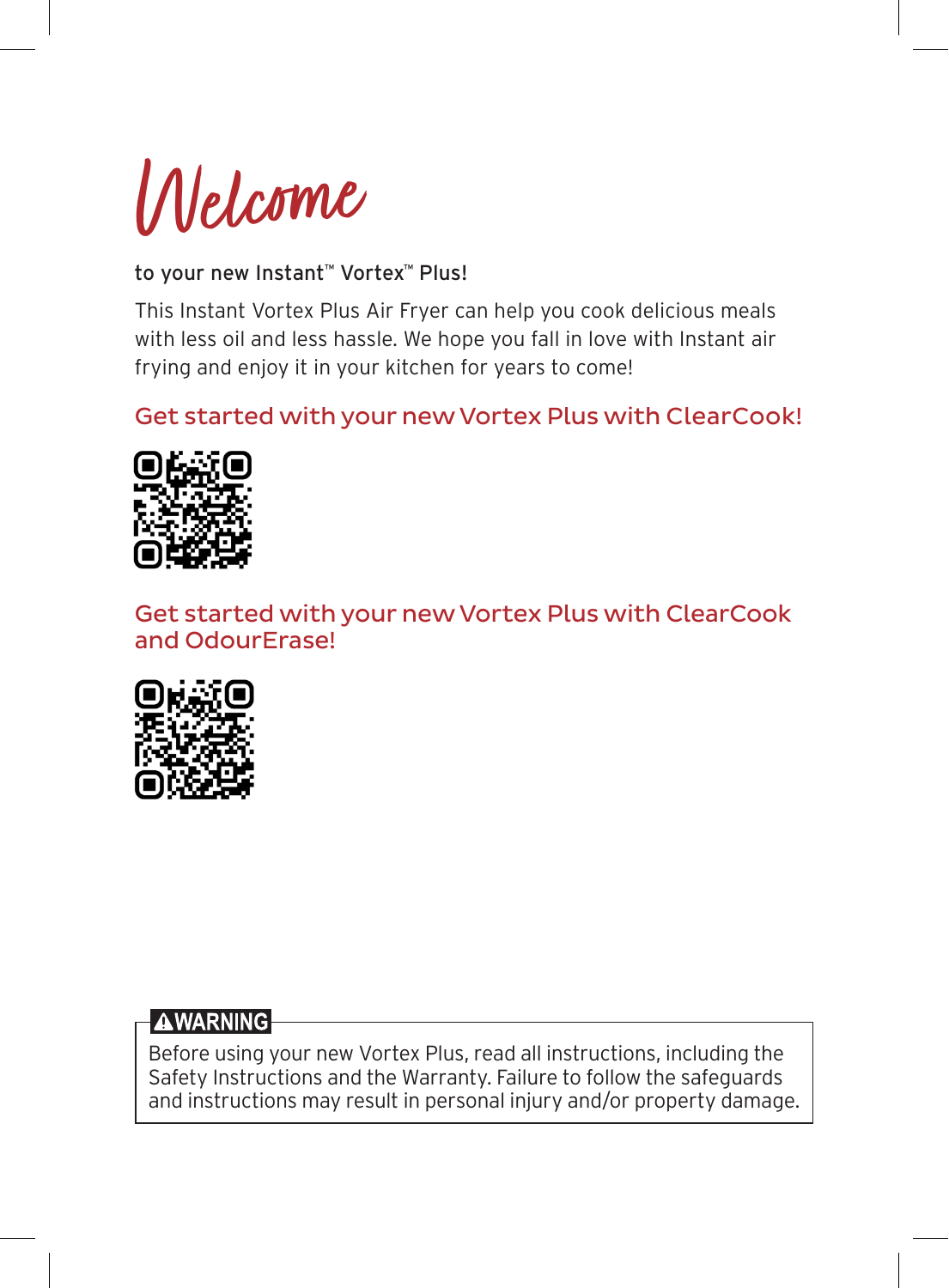# Welcome

to your new Instant™ Vortex™ Plus!

This Instant Vortex Plus Air Fryer can help you cook delicious meals with less oil and less hassle. We hope you fall in love with Instant air frying and enjoy it in your kitchen for years to come!

## Get started with your new Vortex Plus with ClearCook!

## Get started with your new Vortex Plus with ClearCook and OdourErase!

**⚠WARNING**

Before using your new Vortex Plus, read all instructions, including the Safety Instructions and the Warranty. Failure to follow the safeguards and instructions may result in personal injury and/or property damage.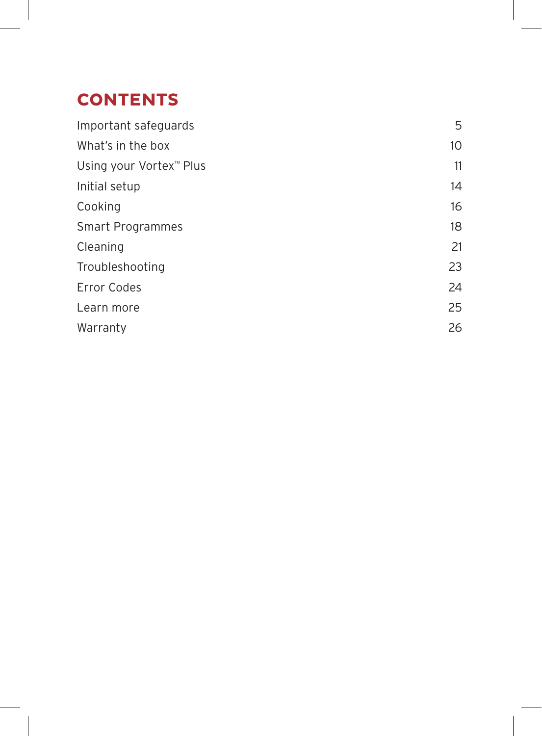# CONTENTS

| | |
|---|---|
| Important safeguards | 5 |
| What's in the box | 10 |
| Using your Vortex™ Plus | 11 |
| Initial setup | 14 |
| Cooking | 16 |
| Smart Programmes | 18 |
| Cleaning | 21 |
| Troubleshooting | 23 |
| Error Codes | 24 |
| Learn more | 25 |
| Warranty | 26 |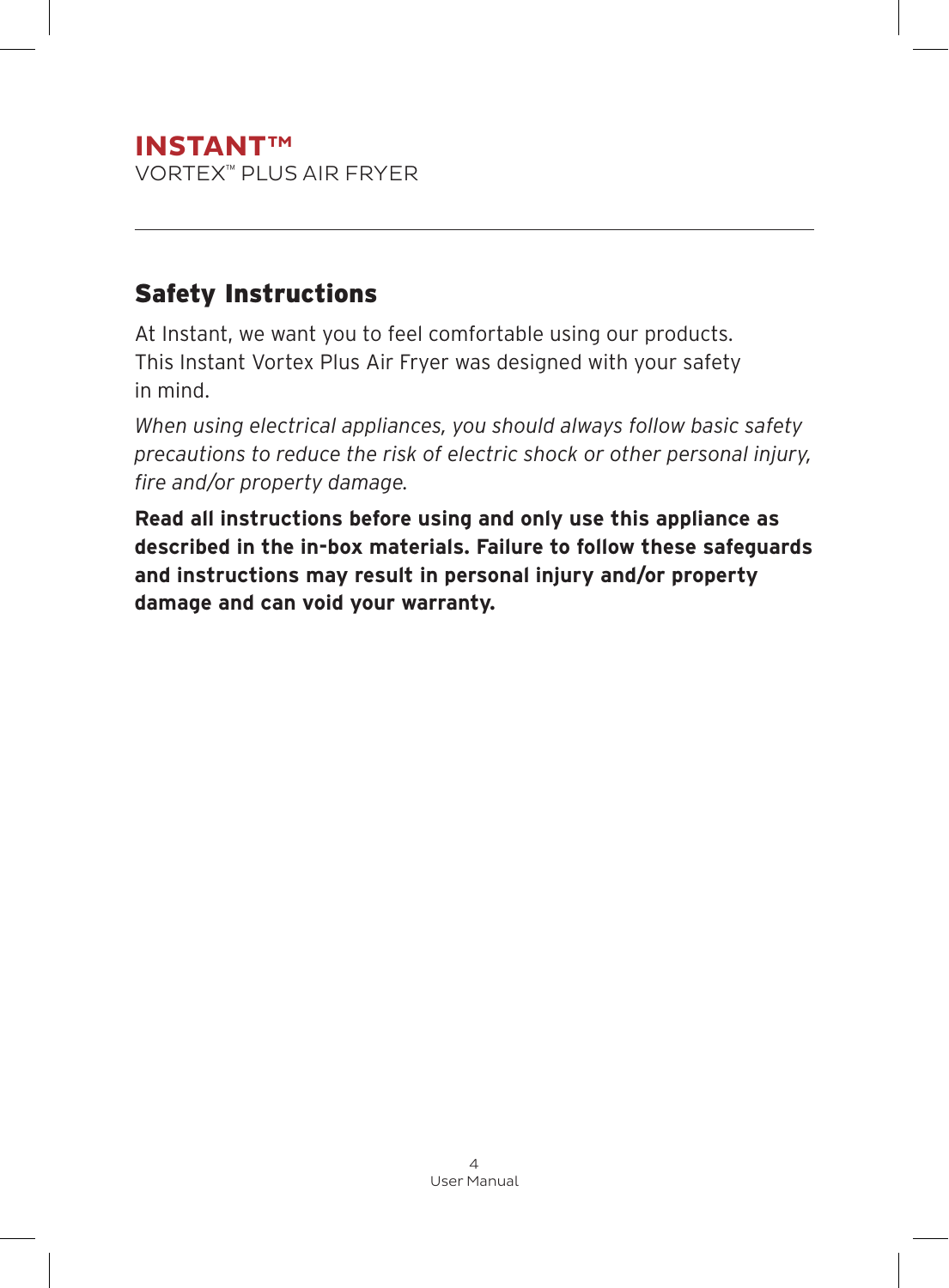**INSTANT™**
VORTEX™ PLUS AIR FRYER

---

## Safety Instructions

At Instant, we want you to feel comfortable using our products. This Instant Vortex Plus Air Fryer was designed with your safety in mind.

*When using electrical appliances, you should always follow basic safety precautions to reduce the risk of electric shock or other personal injury, fire and/or property damage.*

**Read all instructions before using and only use this appliance as described in the in-box materials. Failure to follow these safeguards and instructions may result in personal injury and/or property damage and can void your warranty.**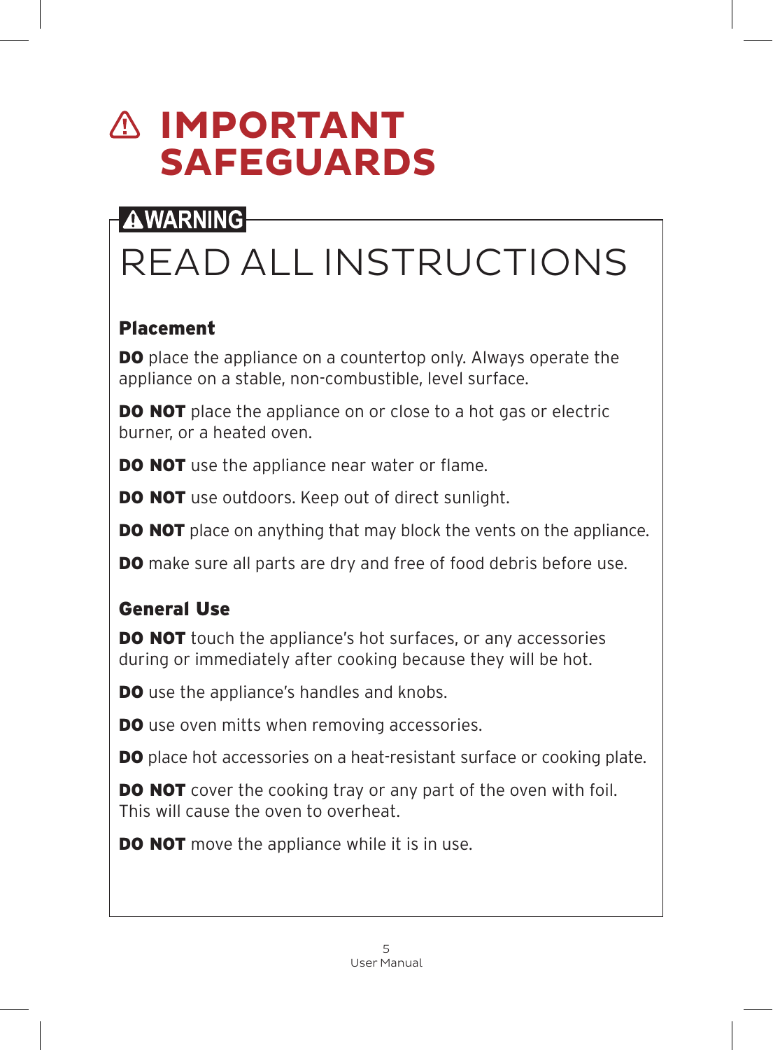# ⚠ IMPORTANT SAFEGUARDS

**⚠WARNING**

## READ ALL INSTRUCTIONS

### Placement

**DO** place the appliance on a countertop only. Always operate the appliance on a stable, non-combustible, level surface.

**DO NOT** place the appliance on or close to a hot gas or electric burner, or a heated oven.

**DO NOT** use the appliance near water or flame.

**DO NOT** use outdoors. Keep out of direct sunlight.

**DO NOT** place on anything that may block the vents on the appliance.

**DO** make sure all parts are dry and free of food debris before use.

### General Use

**DO NOT** touch the appliance's hot surfaces, or any accessories during or immediately after cooking because they will be hot.

**DO** use the appliance's handles and knobs.

**DO** use oven mitts when removing accessories.

**DO** place hot accessories on a heat-resistant surface or cooking plate.

**DO NOT** cover the cooking tray or any part of the oven with foil. This will cause the oven to overheat.

**DO NOT** move the appliance while it is in use.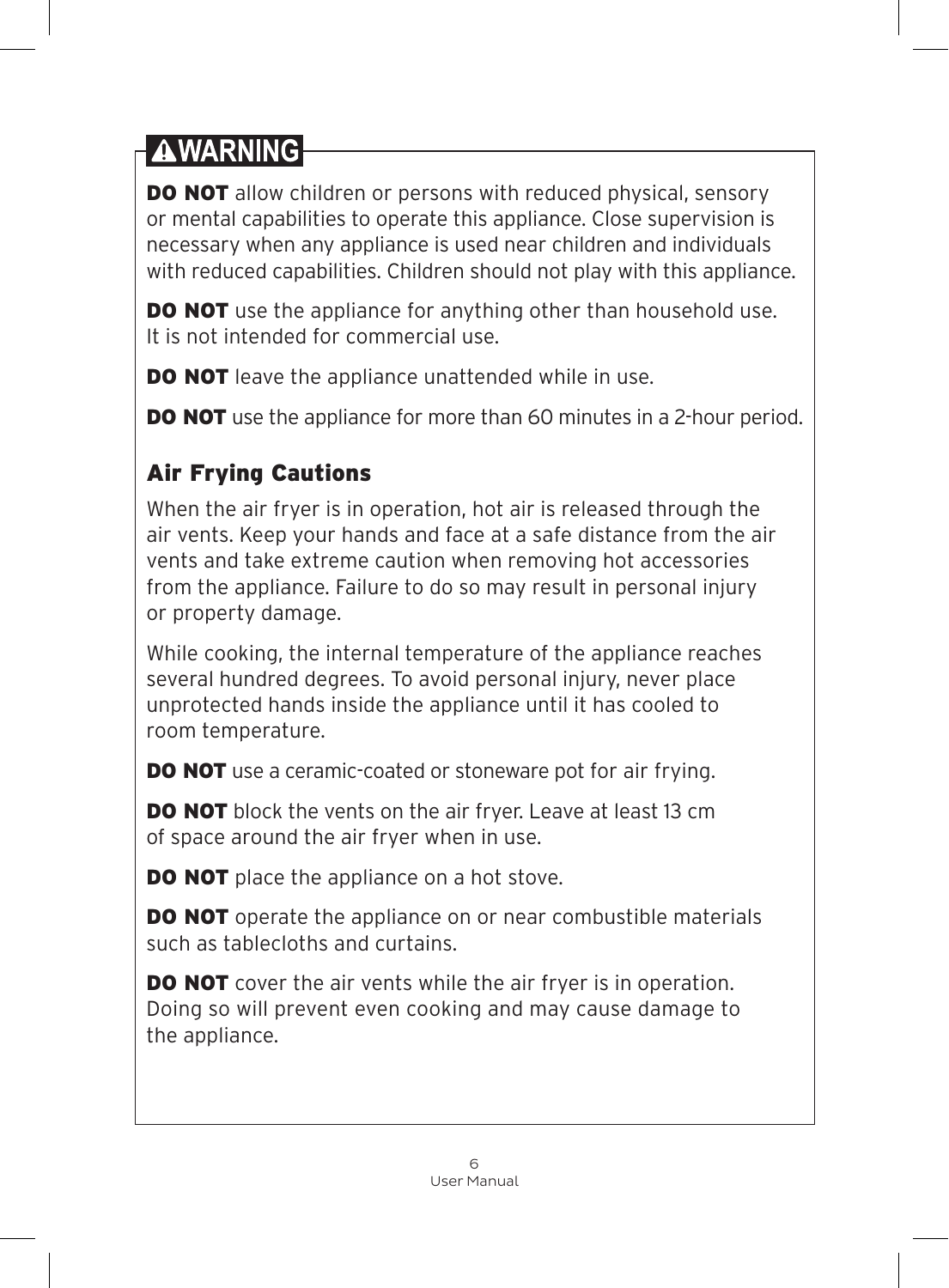## ⚠WARNING

**DO NOT** allow children or persons with reduced physical, sensory or mental capabilities to operate this appliance. Close supervision is necessary when any appliance is used near children and individuals with reduced capabilities. Children should not play with this appliance.

**DO NOT** use the appliance for anything other than household use. It is not intended for commercial use.

**DO NOT** leave the appliance unattended while in use.

**DO NOT** use the appliance for more than 60 minutes in a 2-hour period.

### Air Frying Cautions

When the air fryer is in operation, hot air is released through the air vents. Keep your hands and face at a safe distance from the air vents and take extreme caution when removing hot accessories from the appliance. Failure to do so may result in personal injury or property damage.

While cooking, the internal temperature of the appliance reaches several hundred degrees. To avoid personal injury, never place unprotected hands inside the appliance until it has cooled to room temperature.

**DO NOT** use a ceramic-coated or stoneware pot for air frying.

**DO NOT** block the vents on the air fryer. Leave at least 13 cm of space around the air fryer when in use.

**DO NOT** place the appliance on a hot stove.

**DO NOT** operate the appliance on or near combustible materials such as tablecloths and curtains.

**DO NOT** cover the air vents while the air fryer is in operation. Doing so will prevent even cooking and may cause damage to the appliance.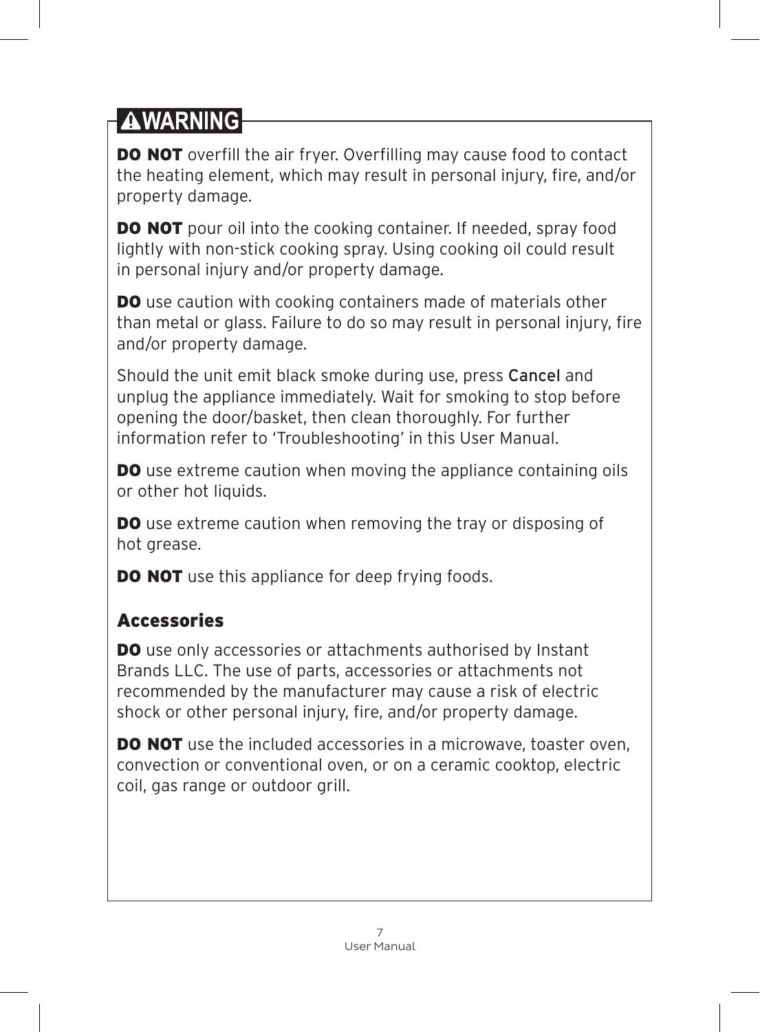## ⚠WARNING

**DO NOT** overfill the air fryer. Overfilling may cause food to contact the heating element, which may result in personal injury, fire, and/or property damage.

**DO NOT** pour oil into the cooking container. If needed, spray food lightly with non-stick cooking spray. Using cooking oil could result in personal injury and/or property damage.

**DO** use caution with cooking containers made of materials other than metal or glass. Failure to do so may result in personal injury, fire and/or property damage.

Should the unit emit black smoke during use, press Cancel and unplug the appliance immediately. Wait for smoking to stop before opening the door/basket, then clean thoroughly. For further information refer to 'Troubleshooting' in this User Manual.

**DO** use extreme caution when moving the appliance containing oils or other hot liquids.

**DO** use extreme caution when removing the tray or disposing of hot grease.

**DO NOT** use this appliance for deep frying foods.

### Accessories

**DO** use only accessories or attachments authorised by Instant Brands LLC. The use of parts, accessories or attachments not recommended by the manufacturer may cause a risk of electric shock or other personal injury, fire, and/or property damage.

**DO NOT** use the included accessories in a microwave, toaster oven, convection or conventional oven, or on a ceramic cooktop, electric coil, gas range or outdoor grill.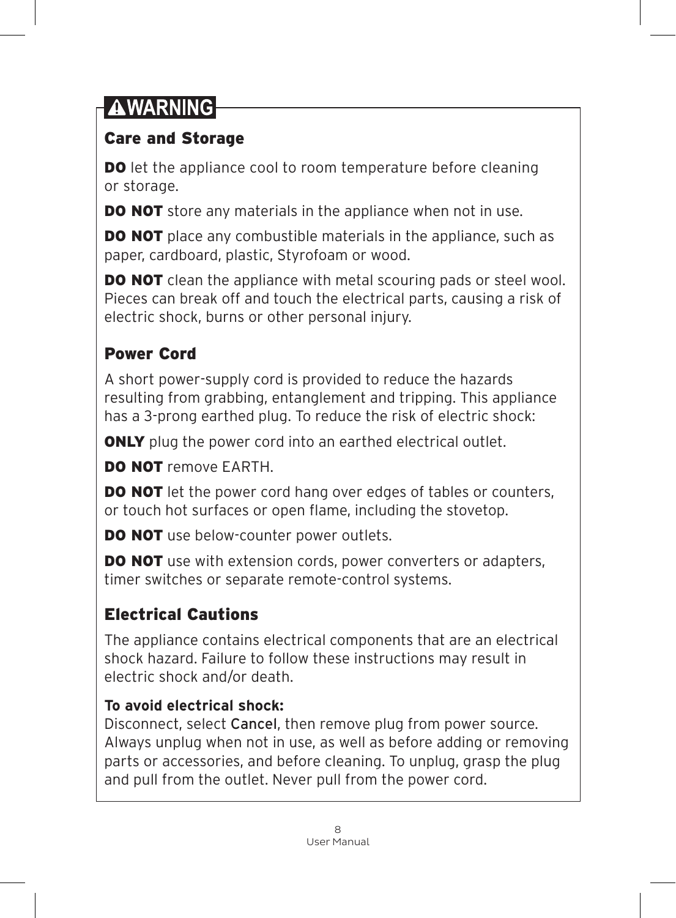## ⚠WARNING

### Care and Storage

**DO** let the appliance cool to room temperature before cleaning or storage.

**DO NOT** store any materials in the appliance when not in use.

**DO NOT** place any combustible materials in the appliance, such as paper, cardboard, plastic, Styrofoam or wood.

**DO NOT** clean the appliance with metal scouring pads or steel wool. Pieces can break off and touch the electrical parts, causing a risk of electric shock, burns or other personal injury.

### Power Cord

A short power-supply cord is provided to reduce the hazards resulting from grabbing, entanglement and tripping. This appliance has a 3-prong earthed plug. To reduce the risk of electric shock:

**ONLY** plug the power cord into an earthed electrical outlet.

**DO NOT** remove EARTH.

**DO NOT** let the power cord hang over edges of tables or counters, or touch hot surfaces or open flame, including the stovetop.

**DO NOT** use below-counter power outlets.

**DO NOT** use with extension cords, power converters or adapters, timer switches or separate remote-control systems.

### Electrical Cautions

The appliance contains electrical components that are an electrical shock hazard. Failure to follow these instructions may result in electric shock and/or death.

**To avoid electrical shock:**
Disconnect, select Cancel, then remove plug from power source. Always unplug when not in use, as well as before adding or removing parts or accessories, and before cleaning. To unplug, grasp the plug and pull from the outlet. Never pull from the power cord.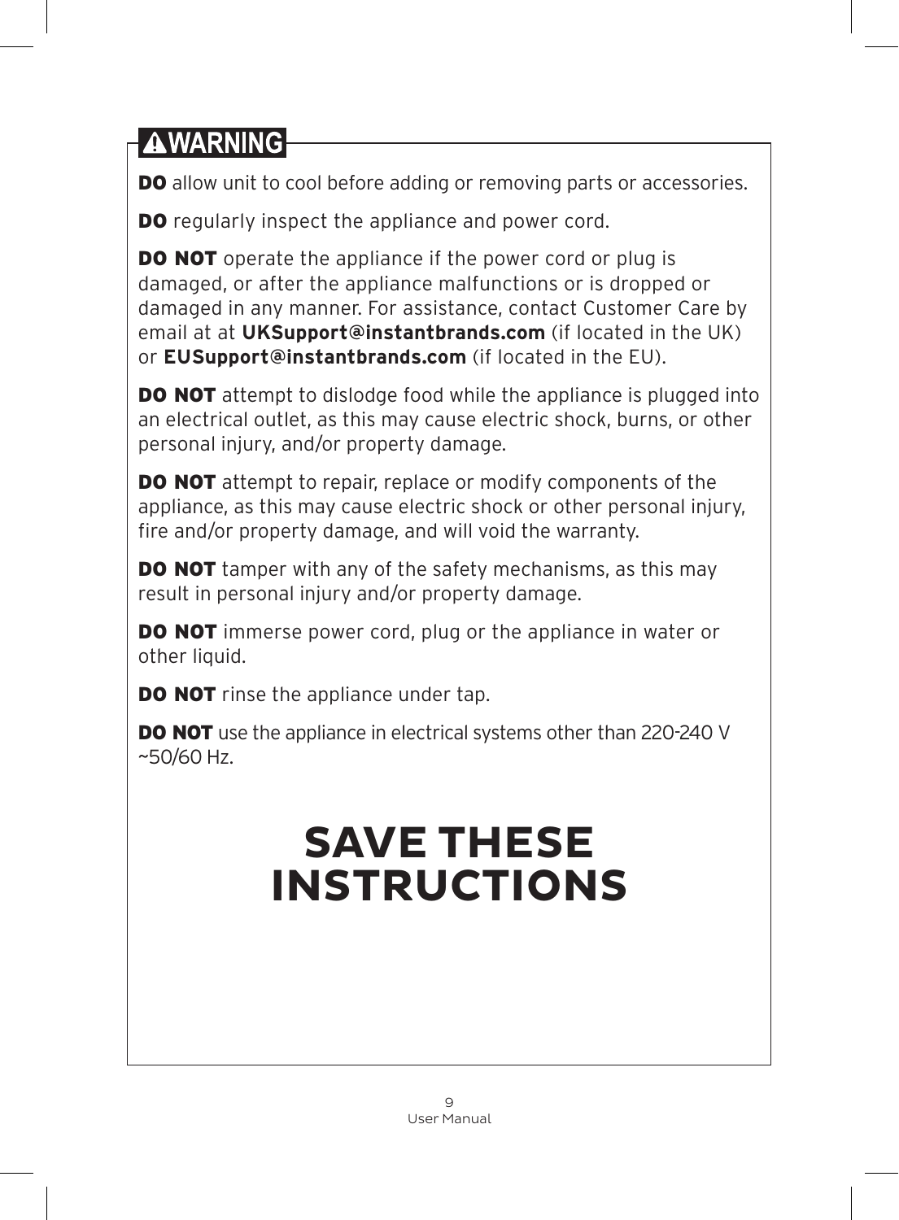## ⚠ WARNING

**DO** allow unit to cool before adding or removing parts or accessories.

**DO** regularly inspect the appliance and power cord.

**DO NOT** operate the appliance if the power cord or plug is damaged, or after the appliance malfunctions or is dropped or damaged in any manner. For assistance, contact Customer Care by email at at **UKSupport@instantbrands.com** (if located in the UK) or **EUSupport@instantbrands.com** (if located in the EU).

**DO NOT** attempt to dislodge food while the appliance is plugged into an electrical outlet, as this may cause electric shock, burns, or other personal injury, and/or property damage.

**DO NOT** attempt to repair, replace or modify components of the appliance, as this may cause electric shock or other personal injury, fire and/or property damage, and will void the warranty.

**DO NOT** tamper with any of the safety mechanisms, as this may result in personal injury and/or property damage.

**DO NOT** immerse power cord, plug or the appliance in water or other liquid.

**DO NOT** rinse the appliance under tap.

**DO NOT** use the appliance in electrical systems other than 220-240 V ~50/60 Hz.

# SAVE THESE INSTRUCTIONS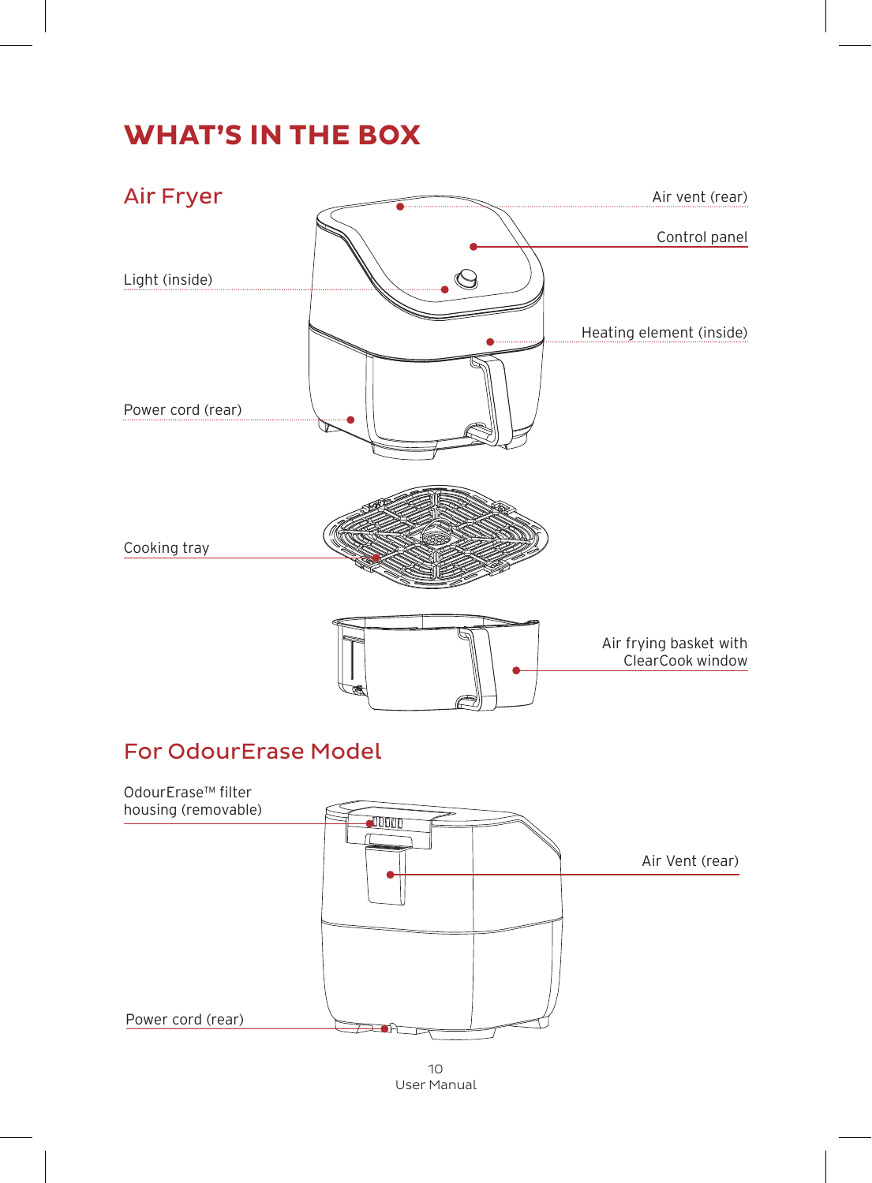# WHAT'S IN THE BOX

## Air Fryer

Air vent (rear)

Control panel

Light (inside)

Heating element (inside)

Power cord (rear)

Cooking tray

Air frying basket with ClearCook window

## For OdourErase Model

OdourErase™ filter housing (removable)

Air Vent (rear)

Power cord (rear)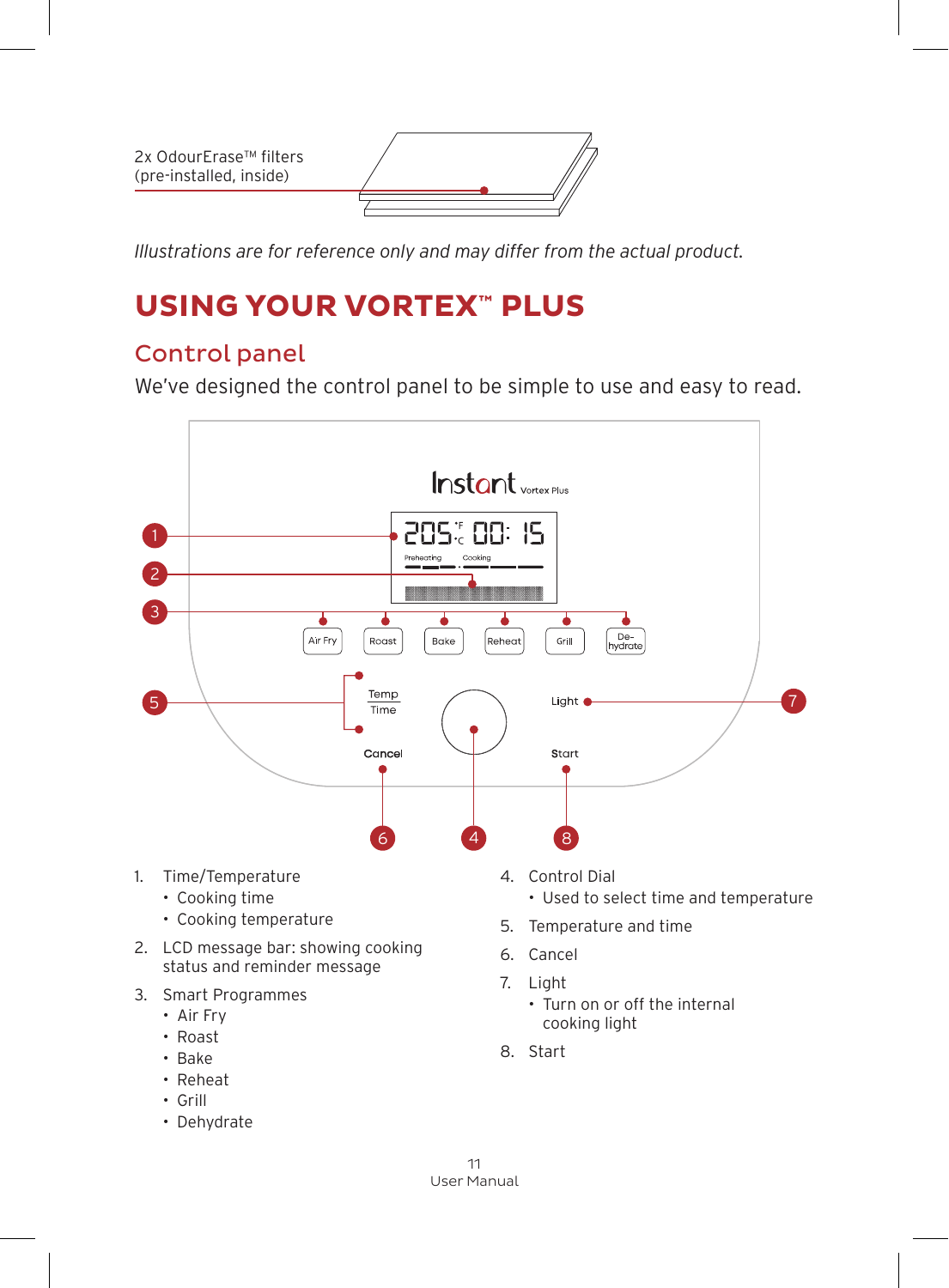2x OdourErase™ filters (pre-installed, inside)

*Illustrations are for reference only and may differ from the actual product.*

# USING YOUR VORTEX™ PLUS

## Control panel

We've designed the control panel to be simple to use and easy to read.

1. Time/Temperature
   - Cooking time
   - Cooking temperature
2. LCD message bar: showing cooking status and reminder message
3. Smart Programmes
   - Air Fry
   - Roast
   - Bake
   - Reheat
   - Grill
   - Dehydrate
4. Control Dial
   - Used to select time and temperature
5. Temperature and time
6. Cancel
7. Light
   - Turn on or off the internal cooking light
8. Start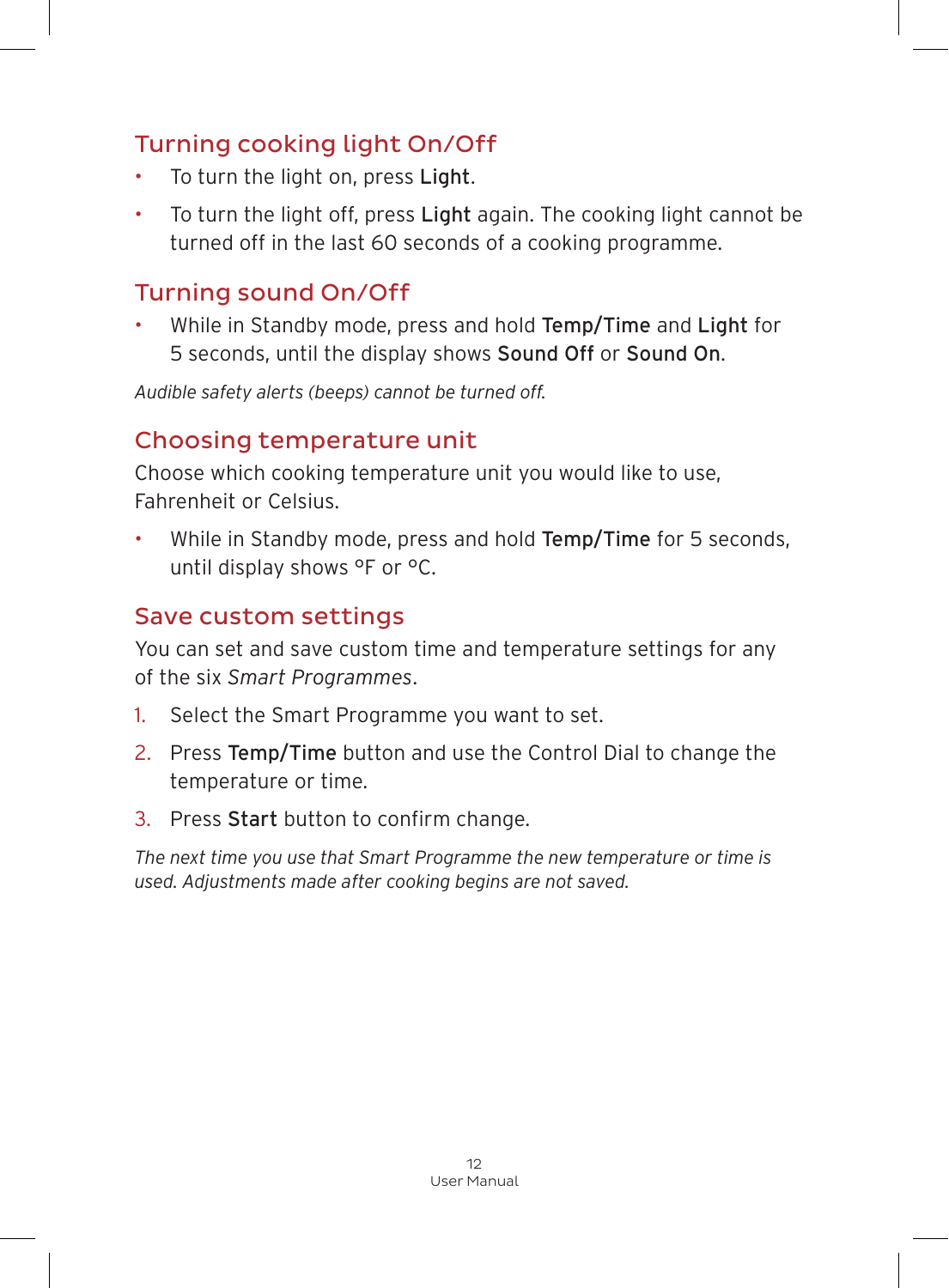## Turning cooking light On/Off

- To turn the light on, press **Light**.
- To turn the light off, press **Light** again. The cooking light cannot be turned off in the last 60 seconds of a cooking programme.

## Turning sound On/Off

- While in Standby mode, press and hold **Temp/Time** and **Light** for 5 seconds, until the display shows **Sound Off** or **Sound On**.

*Audible safety alerts (beeps) cannot be turned off.*

## Choosing temperature unit

Choose which cooking temperature unit you would like to use, Fahrenheit or Celsius.

- While in Standby mode, press and hold **Temp/Time** for 5 seconds, until display shows °F or °C.

## Save custom settings

You can set and save custom time and temperature settings for any of the six *Smart Programmes*.

1. Select the Smart Programme you want to set.
2. Press **Temp/Time** button and use the Control Dial to change the temperature or time.
3. Press **Start** button to confirm change.

*The next time you use that Smart Programme the new temperature or time is used. Adjustments made after cooking begins are not saved.*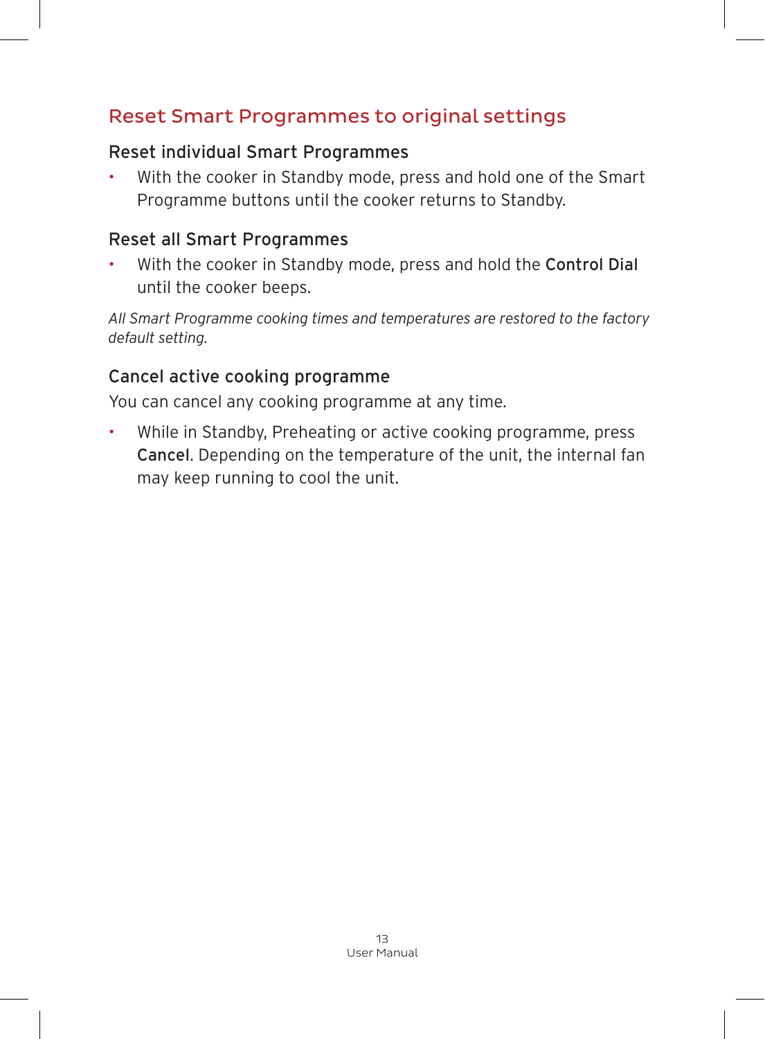## Reset Smart Programmes to original settings

### Reset individual Smart Programmes

- With the cooker in Standby mode, press and hold one of the Smart Programme buttons until the cooker returns to Standby.

### Reset all Smart Programmes

- With the cooker in Standby mode, press and hold the **Control Dial** until the cooker beeps.

*All Smart Programme cooking times and temperatures are restored to the factory default setting.*

### Cancel active cooking programme

You can cancel any cooking programme at any time.

- While in Standby, Preheating or active cooking programme, press **Cancel**. Depending on the temperature of the unit, the internal fan may keep running to cool the unit.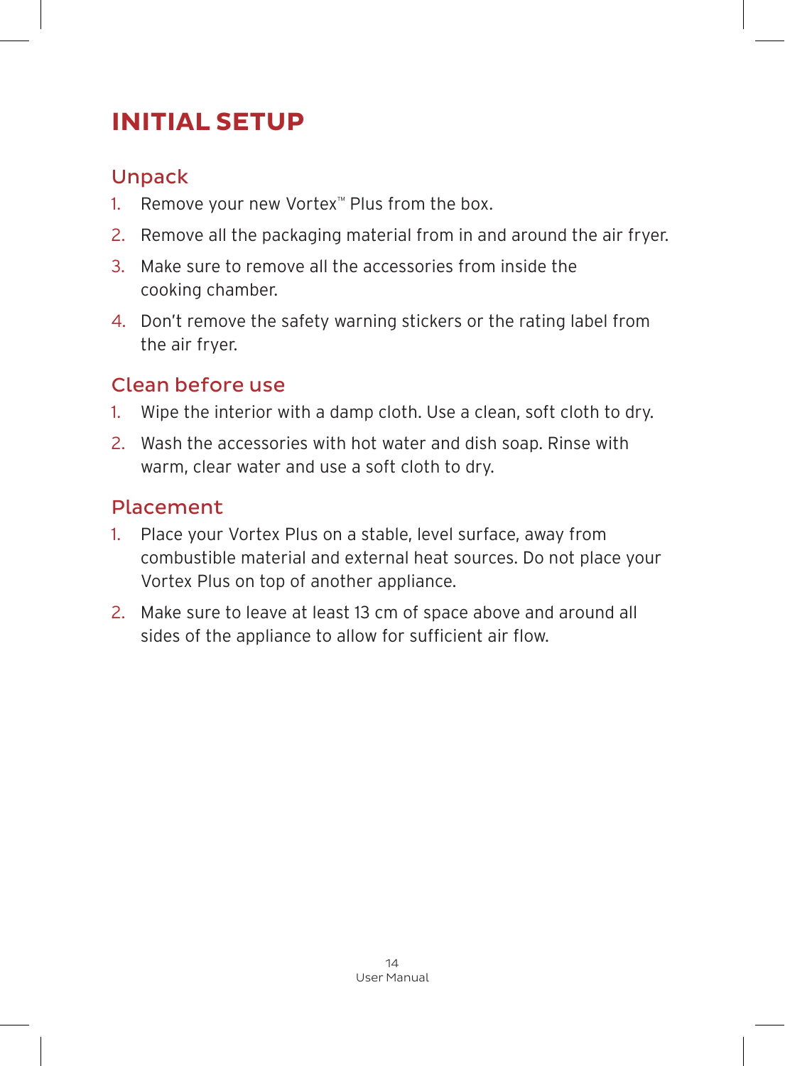# INITIAL SETUP

## Unpack

1. Remove your new Vortex™ Plus from the box.
2. Remove all the packaging material from in and around the air fryer.
3. Make sure to remove all the accessories from inside the cooking chamber.
4. Don't remove the safety warning stickers or the rating label from the air fryer.

## Clean before use

1. Wipe the interior with a damp cloth. Use a clean, soft cloth to dry.
2. Wash the accessories with hot water and dish soap. Rinse with warm, clear water and use a soft cloth to dry.

## Placement

1. Place your Vortex Plus on a stable, level surface, away from combustible material and external heat sources. Do not place your Vortex Plus on top of another appliance.
2. Make sure to leave at least 13 cm of space above and around all sides of the appliance to allow for sufficient air flow.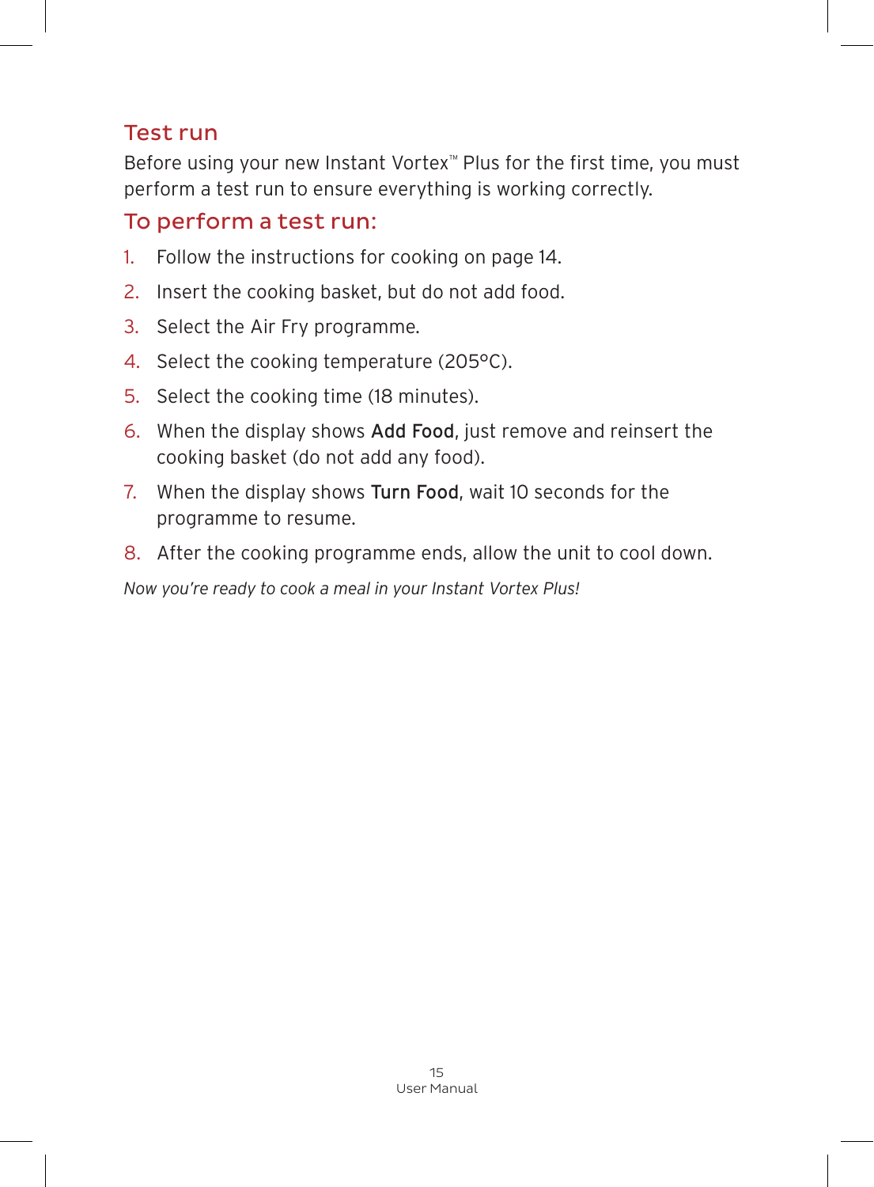## Test run

Before using your new Instant Vortex™ Plus for the first time, you must perform a test run to ensure everything is working correctly.

### To perform a test run:

1. Follow the instructions for cooking on page 14.
2. Insert the cooking basket, but do not add food.
3. Select the Air Fry programme.
4. Select the cooking temperature (205°C).
5. Select the cooking time (18 minutes).
6. When the display shows **Add Food**, just remove and reinsert the cooking basket (do not add any food).
7. When the display shows **Turn Food**, wait 10 seconds for the programme to resume.
8. After the cooking programme ends, allow the unit to cool down.

*Now you're ready to cook a meal in your Instant Vortex Plus!*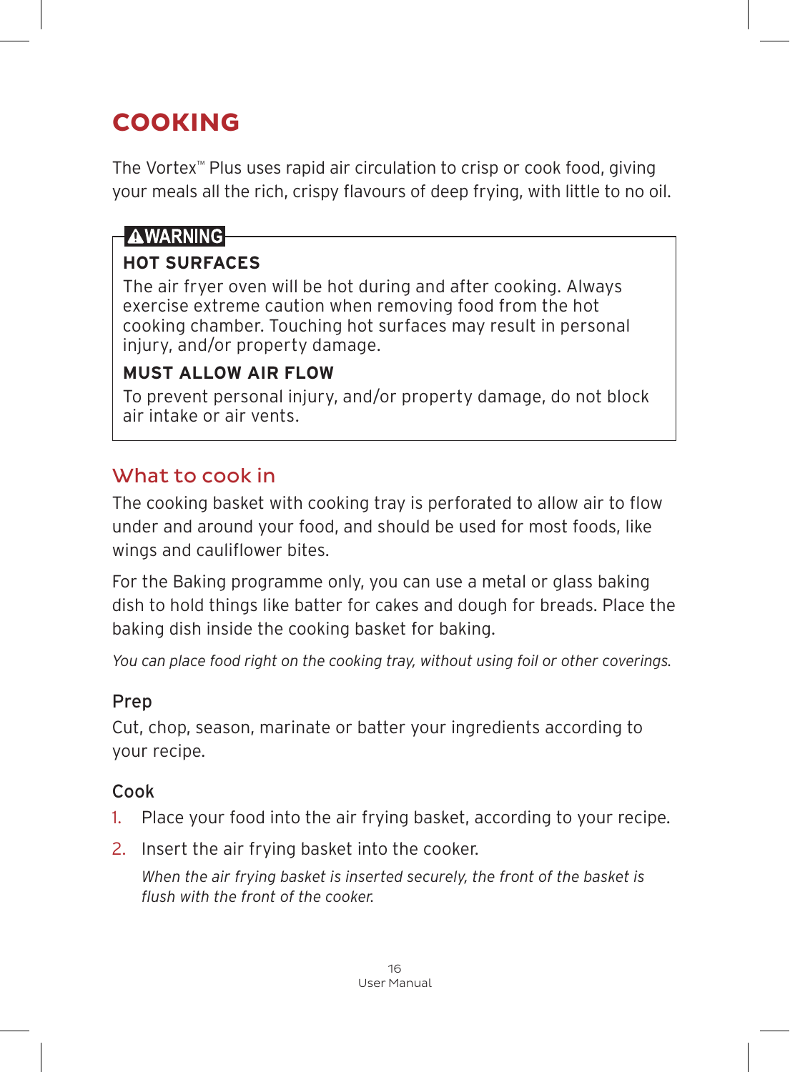# COOKING

The Vortex™ Plus uses rapid air circulation to crisp or cook food, giving your meals all the rich, crispy flavours of deep frying, with little to no oil.

> **⚠WARNING**
>
> **HOT SURFACES**
>
> The air fryer oven will be hot during and after cooking. Always exercise extreme caution when removing food from the hot cooking chamber. Touching hot surfaces may result in personal injury, and/or property damage.
>
> **MUST ALLOW AIR FLOW**
>
> To prevent personal injury, and/or property damage, do not block air intake or air vents.

## What to cook in

The cooking basket with cooking tray is perforated to allow air to flow under and around your food, and should be used for most foods, like wings and cauliflower bites.

For the Baking programme only, you can use a metal or glass baking dish to hold things like batter for cakes and dough for breads. Place the baking dish inside the cooking basket for baking.

*You can place food right on the cooking tray, without using foil or other coverings.*

### Prep

Cut, chop, season, marinate or batter your ingredients according to your recipe.

### Cook

1. Place your food into the air frying basket, according to your recipe.
2. Insert the air frying basket into the cooker.

   *When the air frying basket is inserted securely, the front of the basket is flush with the front of the cooker.*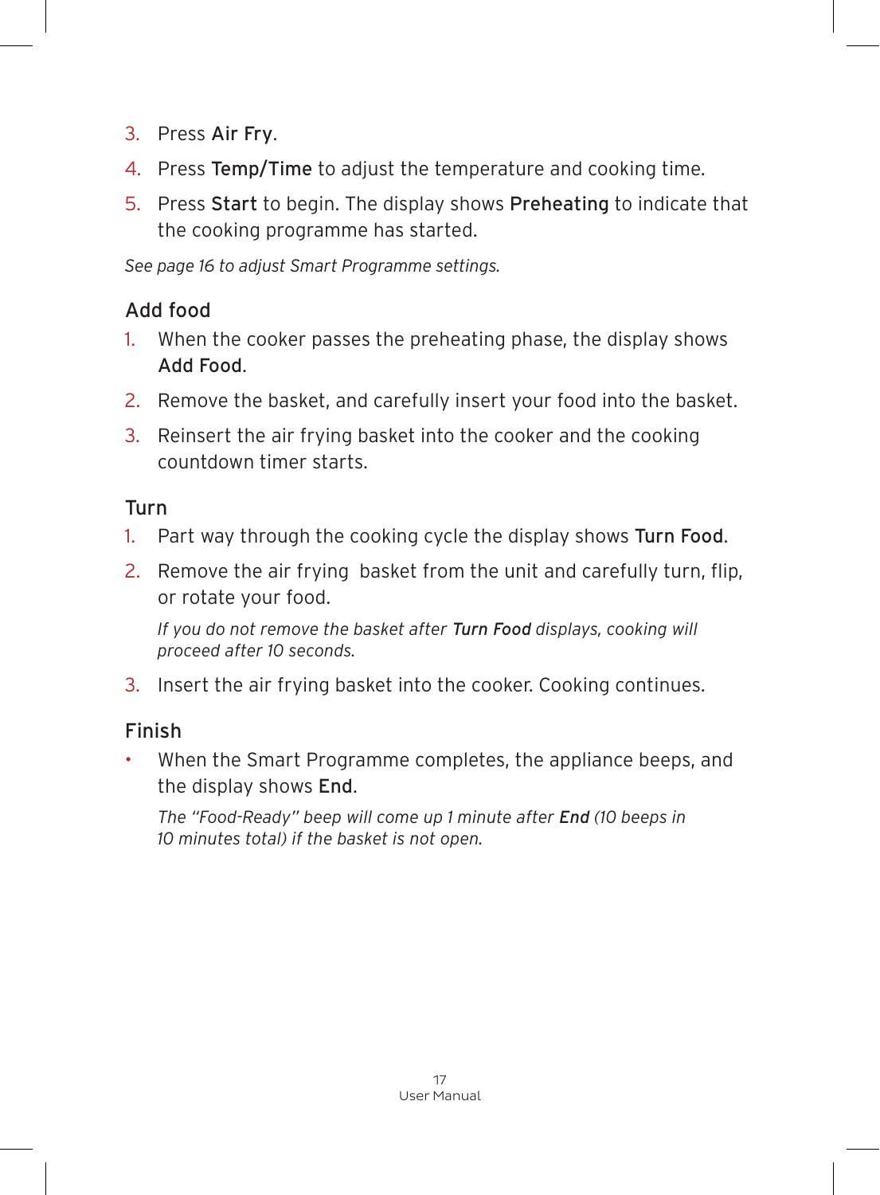3. Press **Air Fry**.
4. Press **Temp/Time** to adjust the temperature and cooking time.
5. Press **Start** to begin. The display shows **Preheating** to indicate that the cooking programme has started.

*See page 16 to adjust Smart Programme settings.*

## Add food

1. When the cooker passes the preheating phase, the display shows **Add Food**.
2. Remove the basket, and carefully insert your food into the basket.
3. Reinsert the air frying basket into the cooker and the cooking countdown timer starts.

## Turn

1. Part way through the cooking cycle the display shows **Turn Food**.
2. Remove the air frying  basket from the unit and carefully turn, flip, or rotate your food.

   *If you do not remove the basket after **Turn Food** displays, cooking will proceed after 10 seconds.*

3. Insert the air frying basket into the cooker. Cooking continues.

## Finish

- When the Smart Programme completes, the appliance beeps, and the display shows **End**.

  *The "Food-Ready" beep will come up 1 minute after **End** (10 beeps in 10 minutes total) if the basket is not open.*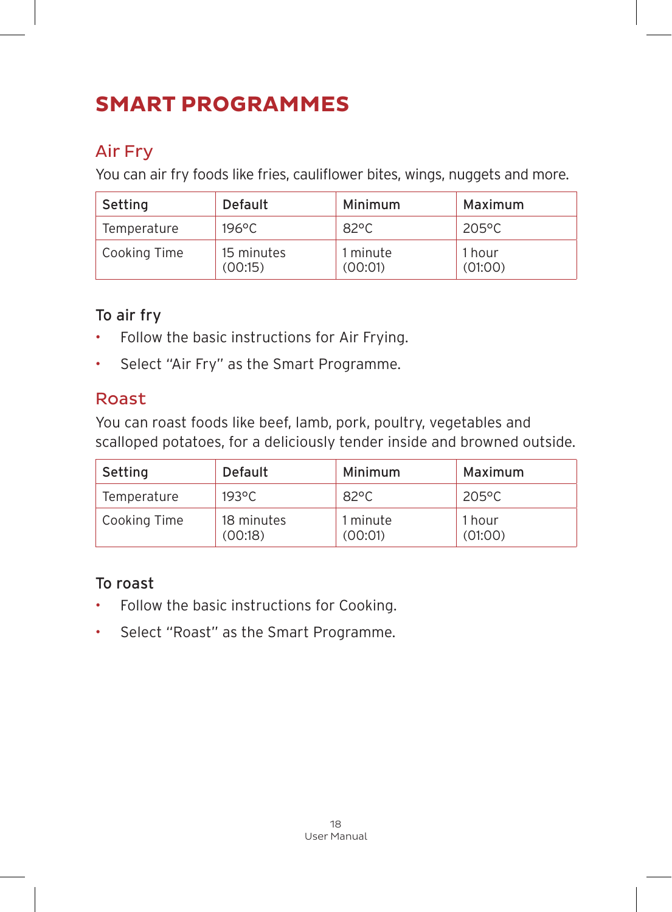# SMART PROGRAMMES

## Air Fry

You can air fry foods like fries, cauliflower bites, wings, nuggets and more.

| Setting | Default | Minimum | Maximum |
|---|---|---|---|
| Temperature | 196°C | 82°C | 205°C |
| Cooking Time | 15 minutes (00:15) | 1 minute (00:01) | 1 hour (01:00) |

### To air fry

- Follow the basic instructions for Air Frying.
- Select "Air Fry" as the Smart Programme.

## Roast

You can roast foods like beef, lamb, pork, poultry, vegetables and scalloped potatoes, for a deliciously tender inside and browned outside.

| Setting | Default | Minimum | Maximum |
|---|---|---|---|
| Temperature | 193°C | 82°C | 205°C |
| Cooking Time | 18 minutes (00:18) | 1 minute (00:01) | 1 hour (01:00) |

### To roast

- Follow the basic instructions for Cooking.
- Select "Roast" as the Smart Programme.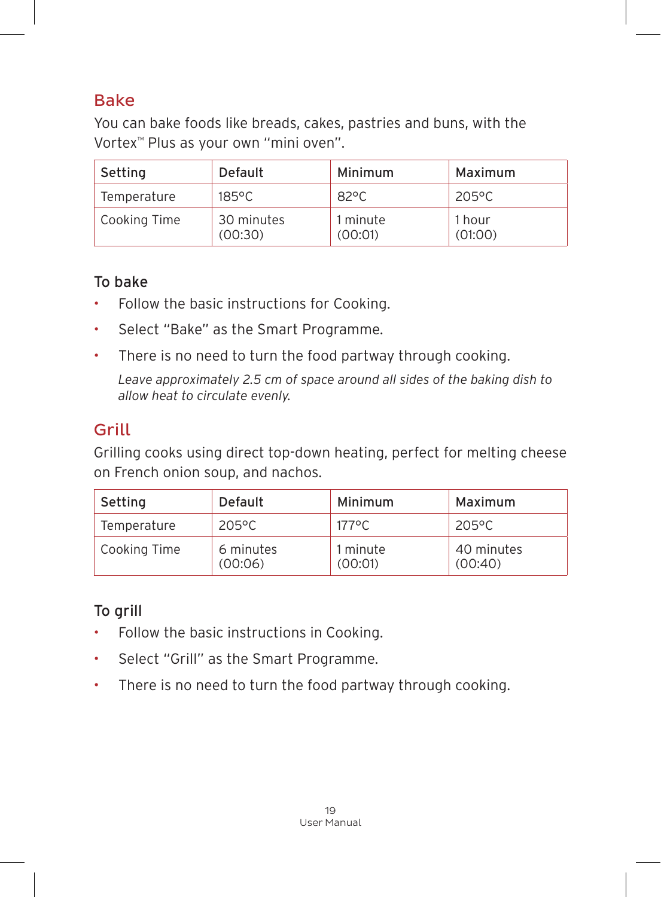## Bake

You can bake foods like breads, cakes, pastries and buns, with the Vortex™ Plus as your own "mini oven".

| Setting | Default | Minimum | Maximum |
|---|---|---|---|
| Temperature | 185°C | 82°C | 205°C |
| Cooking Time | 30 minutes (00:30) | 1 minute (00:01) | 1 hour (01:00) |

### To bake

- Follow the basic instructions for Cooking.
- Select "Bake" as the Smart Programme.
- There is no need to turn the food partway through cooking.

  *Leave approximately 2.5 cm of space around all sides of the baking dish to allow heat to circulate evenly.*

## Grill

Grilling cooks using direct top-down heating, perfect for melting cheese on French onion soup, and nachos.

| Setting | Default | Minimum | Maximum |
|---|---|---|---|
| Temperature | 205°C | 177°C | 205°C |
| Cooking Time | 6 minutes (00:06) | 1 minute (00:01) | 40 minutes (00:40) |

### To grill

- Follow the basic instructions in Cooking.
- Select "Grill" as the Smart Programme.
- There is no need to turn the food partway through cooking.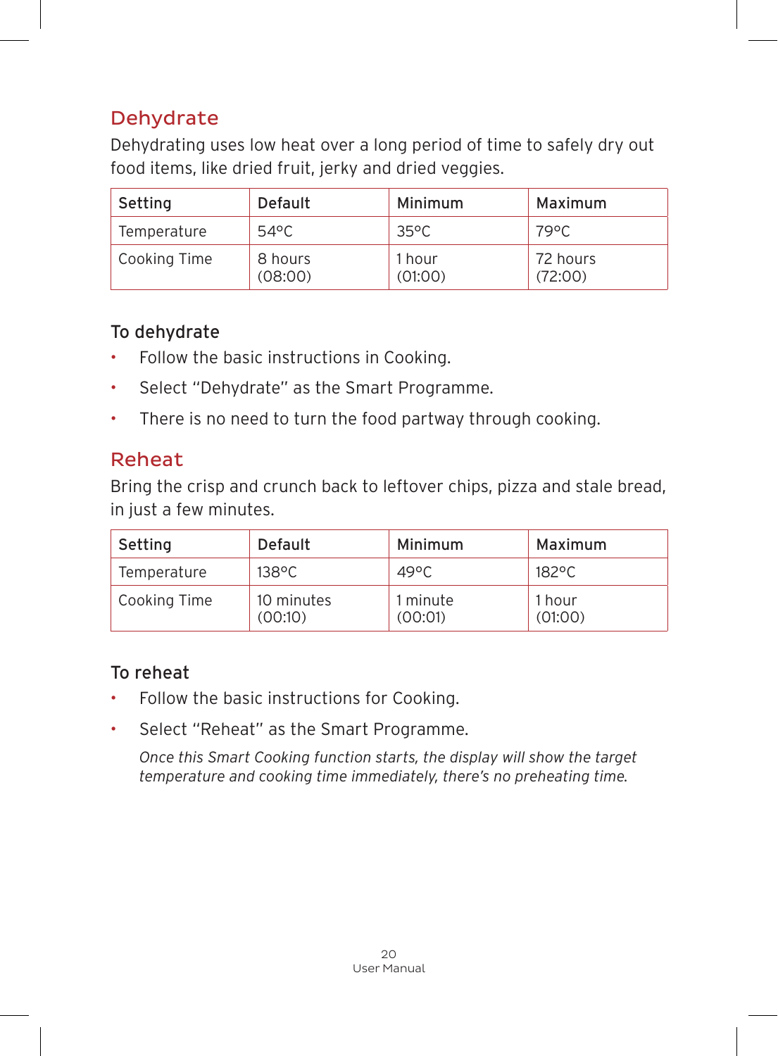## Dehydrate

Dehydrating uses low heat over a long period of time to safely dry out food items, like dried fruit, jerky and dried veggies.

| Setting | Default | Minimum | Maximum |
|---|---|---|---|
| Temperature | 54°C | 35°C | 79°C |
| Cooking Time | 8 hours (08:00) | 1 hour (01:00) | 72 hours (72:00) |

### To dehydrate

- Follow the basic instructions in Cooking.
- Select "Dehydrate" as the Smart Programme.
- There is no need to turn the food partway through cooking.

## Reheat

Bring the crisp and crunch back to leftover chips, pizza and stale bread, in just a few minutes.

| Setting | Default | Minimum | Maximum |
|---|---|---|---|
| Temperature | 138°C | 49°C | 182°C |
| Cooking Time | 10 minutes (00:10) | 1 minute (00:01) | 1 hour (01:00) |

### To reheat

- Follow the basic instructions for Cooking.
- Select "Reheat" as the Smart Programme.

  *Once this Smart Cooking function starts, the display will show the target temperature and cooking time immediately, there's no preheating time.*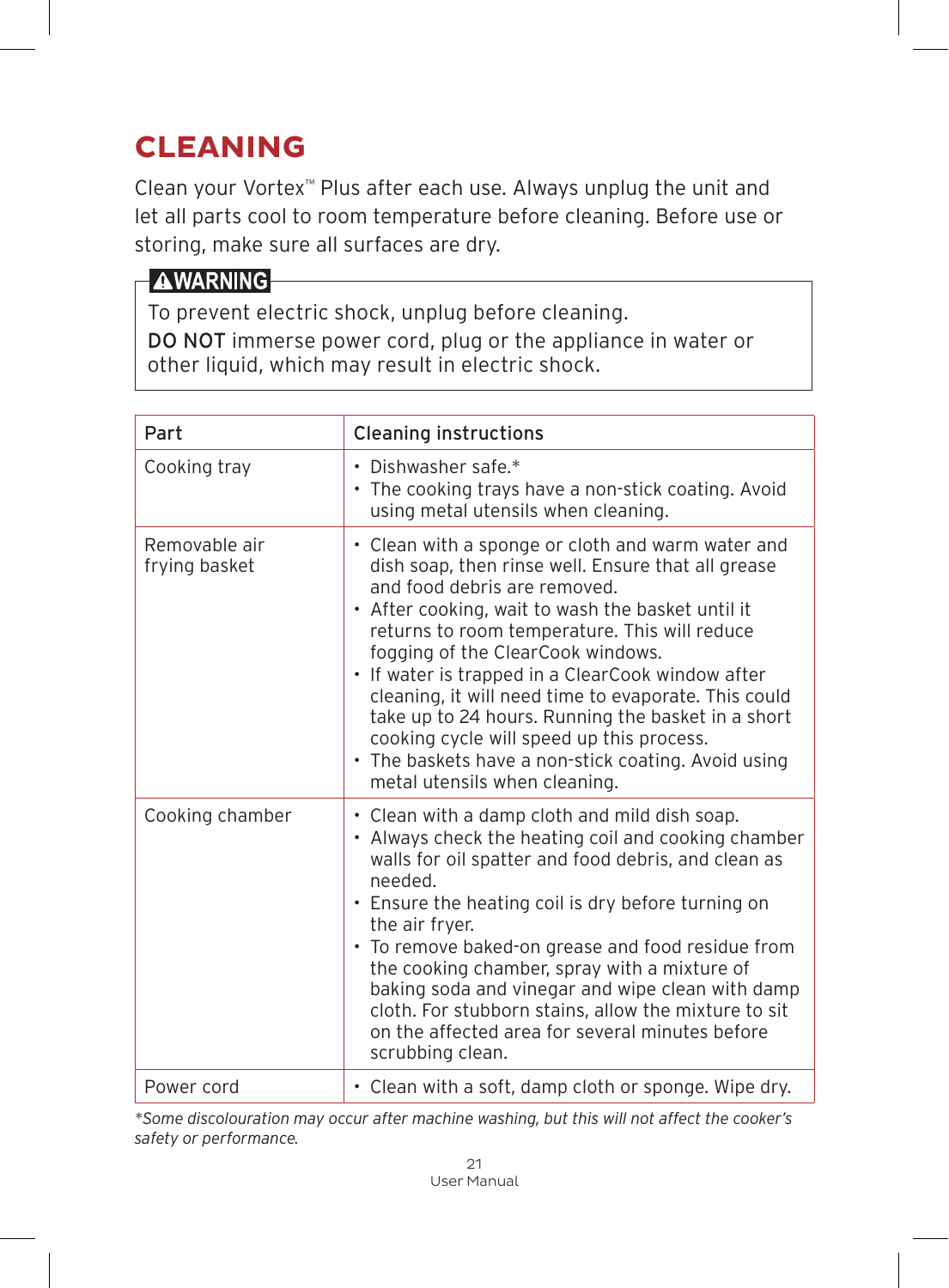# CLEANING

Clean your Vortex™ Plus after each use. Always unplug the unit and let all parts cool to room temperature before cleaning. Before use or storing, make sure all surfaces are dry.

> **⚠WARNING**
>
> To prevent electric shock, unplug before cleaning.
>
> **DO NOT** immerse power cord, plug or the appliance in water or other liquid, which may result in electric shock.

| Part | Cleaning instructions |
|---|---|
| Cooking tray | • Dishwasher safe.*<br>• The cooking trays have a non-stick coating. Avoid using metal utensils when cleaning. |
| Removable air frying basket | • Clean with a sponge or cloth and warm water and dish soap, then rinse well. Ensure that all grease and food debris are removed.<br>• After cooking, wait to wash the basket until it returns to room temperature. This will reduce fogging of the ClearCook windows.<br>• If water is trapped in a ClearCook window after cleaning, it will need time to evaporate. This could take up to 24 hours. Running the basket in a short cooking cycle will speed up this process.<br>• The baskets have a non-stick coating. Avoid using metal utensils when cleaning. |
| Cooking chamber | • Clean with a damp cloth and mild dish soap.<br>• Always check the heating coil and cooking chamber walls for oil spatter and food debris, and clean as needed.<br>• Ensure the heating coil is dry before turning on the air fryer.<br>• To remove baked-on grease and food residue from the cooking chamber, spray with a mixture of baking soda and vinegar and wipe clean with damp cloth. For stubborn stains, allow the mixture to sit on the affected area for several minutes before scrubbing clean. |
| Power cord | • Clean with a soft, damp cloth or sponge. Wipe dry. |

*\*Some discolouration may occur after machine washing, but this will not affect the cooker's safety or performance.*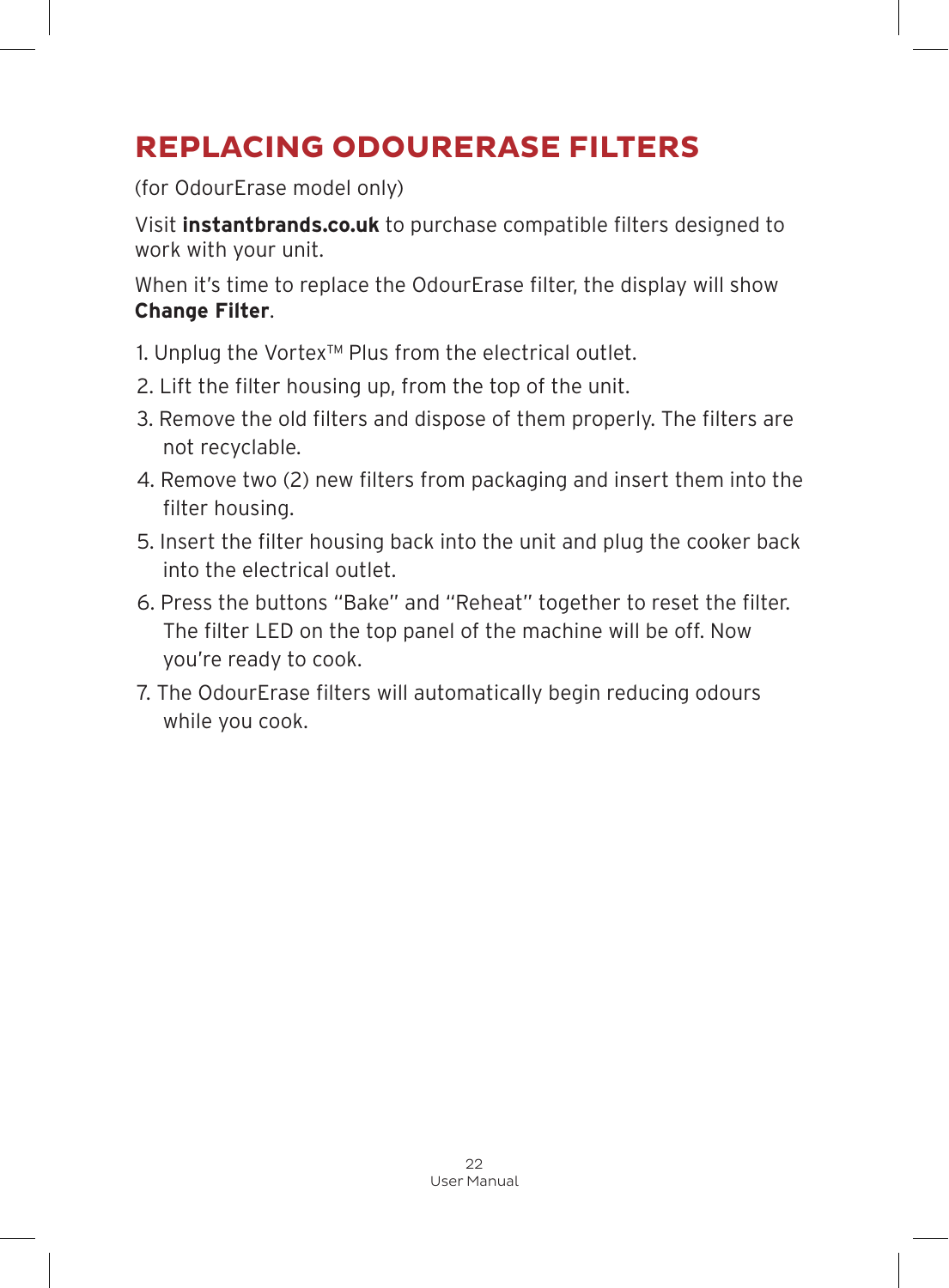# REPLACING ODOURERASE FILTERS

(for OdourErase model only)

Visit **instantbrands.co.uk** to purchase compatible filters designed to work with your unit.

When it's time to replace the OdourErase filter, the display will show **Change Filter**.

1. Unplug the Vortex™ Plus from the electrical outlet.
2. Lift the filter housing up, from the top of the unit.
3. Remove the old filters and dispose of them properly. The filters are not recyclable.
4. Remove two (2) new filters from packaging and insert them into the filter housing.
5. Insert the filter housing back into the unit and plug the cooker back into the electrical outlet.
6. Press the buttons "Bake" and "Reheat" together to reset the filter. The filter LED on the top panel of the machine will be off. Now you're ready to cook.
7. The OdourErase filters will automatically begin reducing odours while you cook.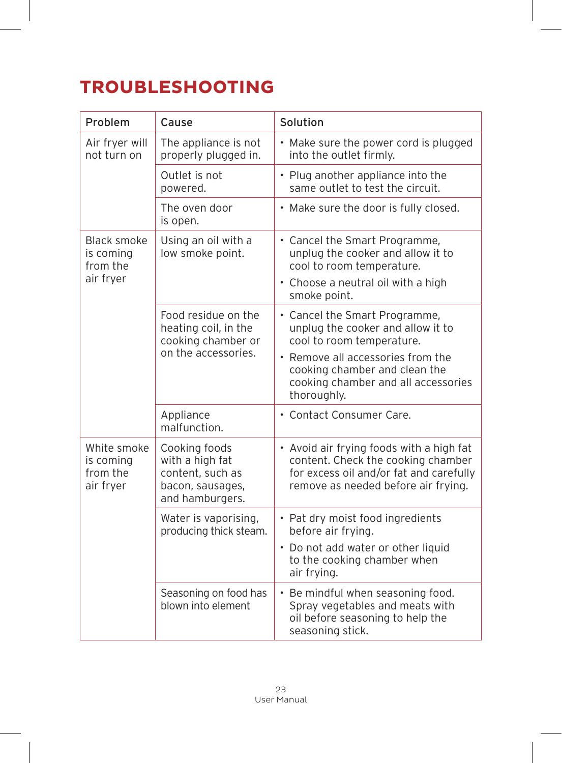# TROUBLESHOOTING

| Problem | Cause | Solution |
|---|---|---|
| Air fryer will not turn on | The appliance is not properly plugged in. | • Make sure the power cord is plugged into the outlet firmly. |
| | Outlet is not powered. | • Plug another appliance into the same outlet to test the circuit. |
| | The oven door is open. | • Make sure the door is fully closed. |
| Black smoke is coming from the air fryer | Using an oil with a low smoke point. | • Cancel the Smart Programme, unplug the cooker and allow it to cool to room temperature.<br>• Choose a neutral oil with a high smoke point. |
| | Food residue on the heating coil, in the cooking chamber or on the accessories. | • Cancel the Smart Programme, unplug the cooker and allow it to cool to room temperature.<br>• Remove all accessories from the cooking chamber and clean the cooking chamber and all accessories thoroughly. |
| | Appliance malfunction. | • Contact Consumer Care. |
| White smoke is coming from the air fryer | Cooking foods with a high fat content, such as bacon, sausages, and hamburgers. | • Avoid air frying foods with a high fat content. Check the cooking chamber for excess oil and/or fat and carefully remove as needed before air frying. |
| | Water is vaporising, producing thick steam. | • Pat dry moist food ingredients before air frying.<br>• Do not add water or other liquid to the cooking chamber when air frying. |
| | Seasoning on food has blown into element | • Be mindful when seasoning food. Spray vegetables and meats with oil before seasoning to help the seasoning stick. |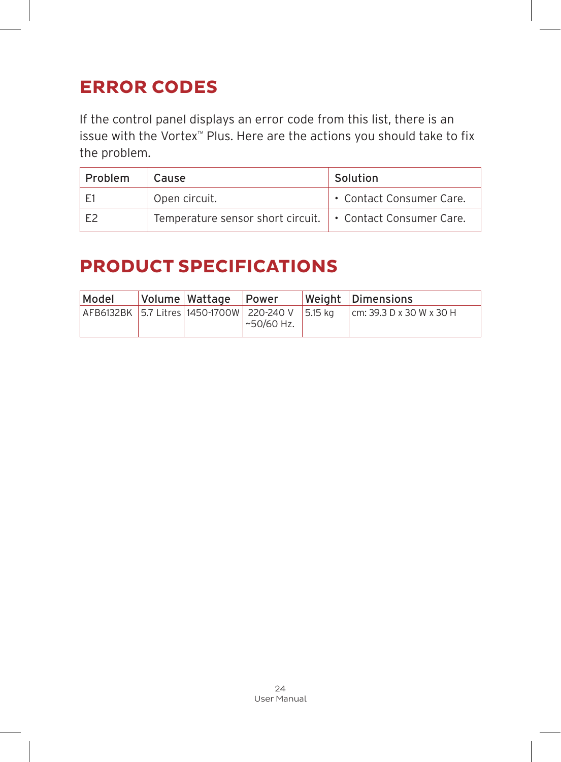## ERROR CODES

If the control panel displays an error code from this list, there is an issue with the Vortex™ Plus. Here are the actions you should take to fix the problem.

| Problem | Cause | Solution |
|---|---|---|
| E1 | Open circuit. | • Contact Consumer Care. |
| E2 | Temperature sensor short circuit. | • Contact Consumer Care. |

## PRODUCT SPECIFICATIONS

| Model | Volume | Wattage | Power | Weight | Dimensions |
|---|---|---|---|---|---|
| AFB6132BK | 5.7 Litres | 1450-1700W | 220-240 V ~50/60 Hz. | 5.15 kg | cm: 39.3 D x 30 W x 30 H |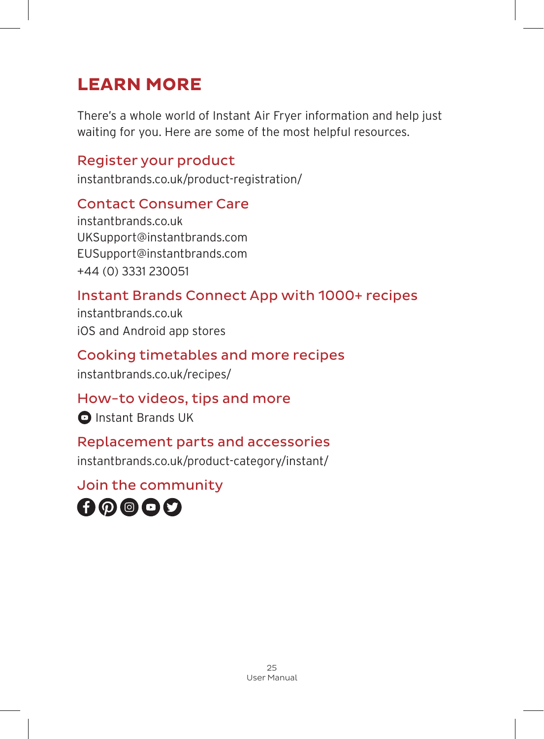# LEARN MORE

There's a whole world of Instant Air Fryer information and help just waiting for you. Here are some of the most helpful resources.

## Register your product

instantbrands.co.uk/product-registration/

## Contact Consumer Care

instantbrands.co.uk
UKSupport@instantbrands.com
EUSupport@instantbrands.com
+44 (0) 3331 230051

## Instant Brands Connect App with 1000+ recipes

instantbrands.co.uk
iOS and Android app stores

## Cooking timetables and more recipes

instantbrands.co.uk/recipes/

## How-to videos, tips and more

Instant Brands UK

## Replacement parts and accessories

instantbrands.co.uk/product-category/instant/

## Join the community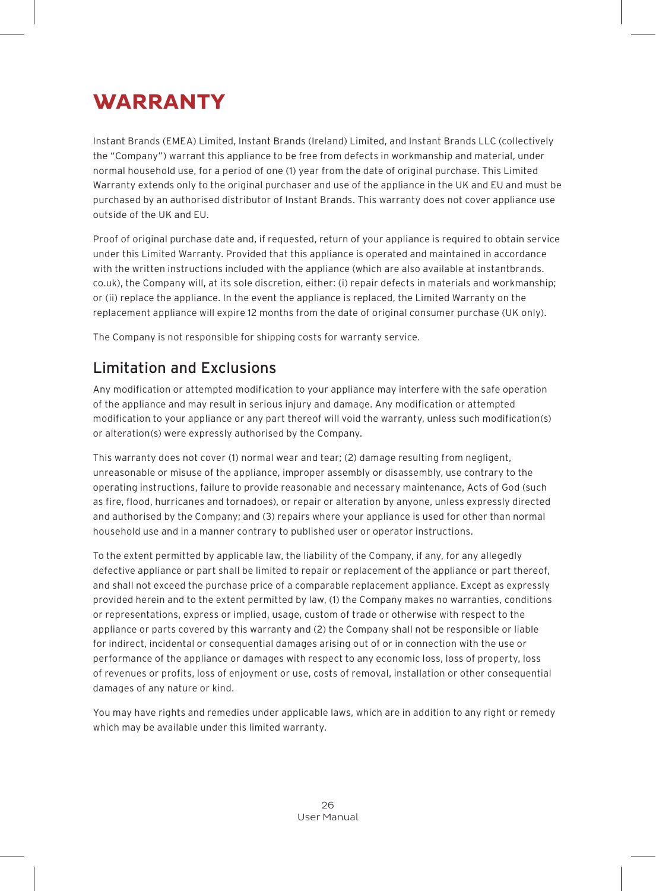# WARRANTY

Instant Brands (EMEA) Limited, Instant Brands (Ireland) Limited, and Instant Brands LLC (collectively the "Company") warrant this appliance to be free from defects in workmanship and material, under normal household use, for a period of one (1) year from the date of original purchase. This Limited Warranty extends only to the original purchaser and use of the appliance in the UK and EU and must be purchased by an authorised distributor of Instant Brands. This warranty does not cover appliance use outside of the UK and EU.

Proof of original purchase date and, if requested, return of your appliance is required to obtain service under this Limited Warranty. Provided that this appliance is operated and maintained in accordance with the written instructions included with the appliance (which are also available at instantbrands.co.uk), the Company will, at its sole discretion, either: (i) repair defects in materials and workmanship; or (ii) replace the appliance. In the event the appliance is replaced, the Limited Warranty on the replacement appliance will expire 12 months from the date of original consumer purchase (UK only).

The Company is not responsible for shipping costs for warranty service.

## Limitation and Exclusions

Any modification or attempted modification to your appliance may interfere with the safe operation of the appliance and may result in serious injury and damage. Any modification or attempted modification to your appliance or any part thereof will void the warranty, unless such modification(s) or alteration(s) were expressly authorised by the Company.

This warranty does not cover (1) normal wear and tear; (2) damage resulting from negligent, unreasonable or misuse of the appliance, improper assembly or disassembly, use contrary to the operating instructions, failure to provide reasonable and necessary maintenance, Acts of God (such as fire, flood, hurricanes and tornadoes), or repair or alteration by anyone, unless expressly directed and authorised by the Company; and (3) repairs where your appliance is used for other than normal household use and in a manner contrary to published user or operator instructions.

To the extent permitted by applicable law, the liability of the Company, if any, for any allegedly defective appliance or part shall be limited to repair or replacement of the appliance or part thereof, and shall not exceed the purchase price of a comparable replacement appliance. Except as expressly provided herein and to the extent permitted by law, (1) the Company makes no warranties, conditions or representations, express or implied, usage, custom of trade or otherwise with respect to the appliance or parts covered by this warranty and (2) the Company shall not be responsible or liable for indirect, incidental or consequential damages arising out of or in connection with the use or performance of the appliance or damages with respect to any economic loss, loss of property, loss of revenues or profits, loss of enjoyment or use, costs of removal, installation or other consequential damages of any nature or kind.

You may have rights and remedies under applicable laws, which are in addition to any right or remedy which may be available under this limited warranty.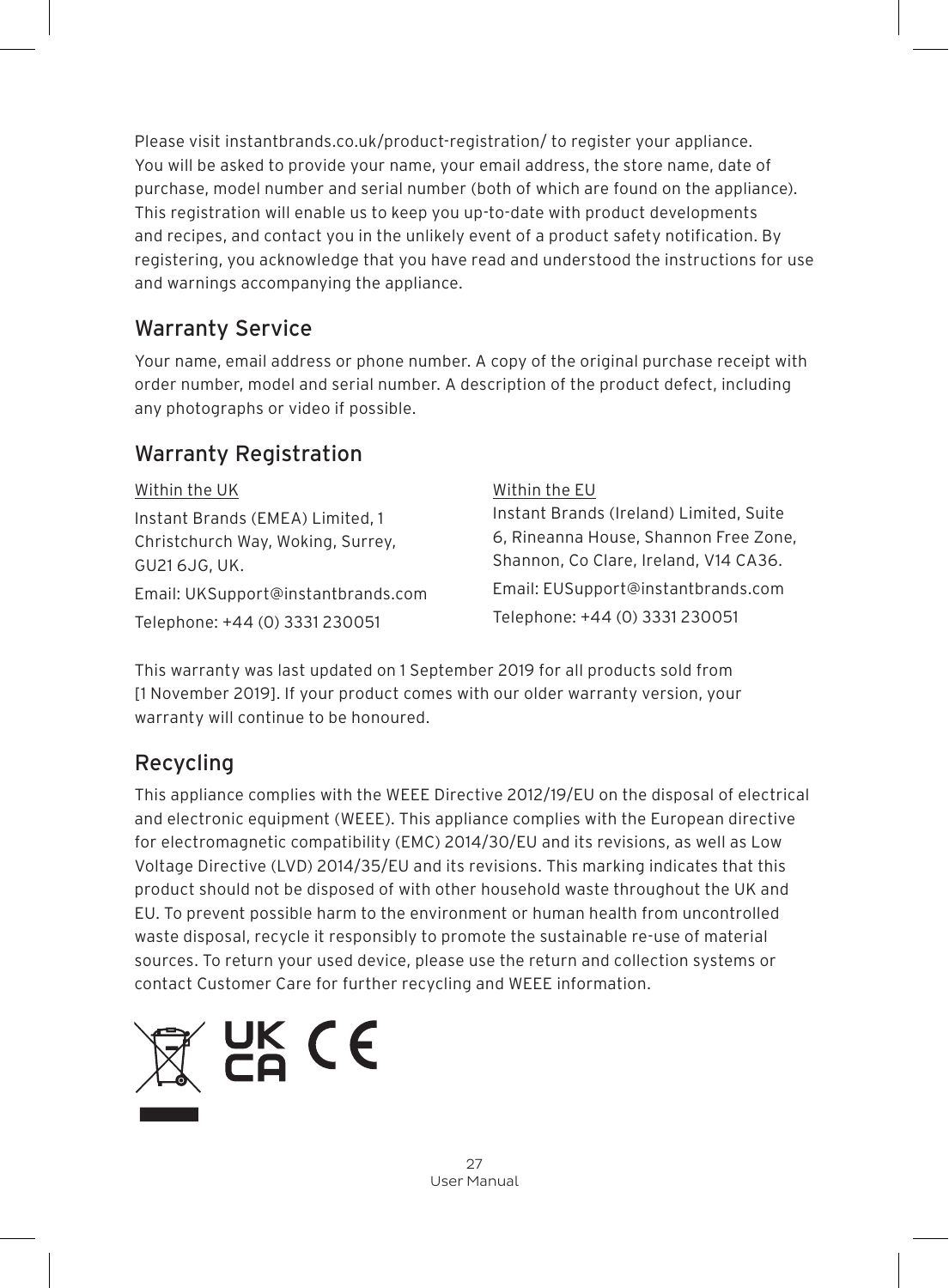Please visit instantbrands.co.uk/product-registration/ to register your appliance. You will be asked to provide your name, your email address, the store name, date of purchase, model number and serial number (both of which are found on the appliance). This registration will enable us to keep you up-to-date with product developments and recipes, and contact you in the unlikely event of a product safety notification. By registering, you acknowledge that you have read and understood the instructions for use and warnings accompanying the appliance.

## Warranty Service

Your name, email address or phone number. A copy of the original purchase receipt with order number, model and serial number. A description of the product defect, including any photographs or video if possible.

## Warranty Registration

Within the UK

Instant Brands (EMEA) Limited, 1 Christchurch Way, Woking, Surrey, GU21 6JG, UK.

Email: UKSupport@instantbrands.com

Telephone: +44 (0) 3331 230051

Within the EU

Instant Brands (Ireland) Limited, Suite 6, Rineanna House, Shannon Free Zone, Shannon, Co Clare, Ireland, V14 CA36.

Email: EUSupport@instantbrands.com

Telephone: +44 (0) 3331 230051

This warranty was last updated on 1 September 2019 for all products sold from [1 November 2019]. If your product comes with our older warranty version, your warranty will continue to be honoured.

## Recycling

This appliance complies with the WEEE Directive 2012/19/EU on the disposal of electrical and electronic equipment (WEEE). This appliance complies with the European directive for electromagnetic compatibility (EMC) 2014/30/EU and its revisions, as well as Low Voltage Directive (LVD) 2014/35/EU and its revisions. This marking indicates that this product should not be disposed of with other household waste throughout the UK and EU. To prevent possible harm to the environment or human health from uncontrolled waste disposal, recycle it responsibly to promote the sustainable re-use of material sources. To return your used device, please use the return and collection systems or contact Customer Care for further recycling and WEEE information.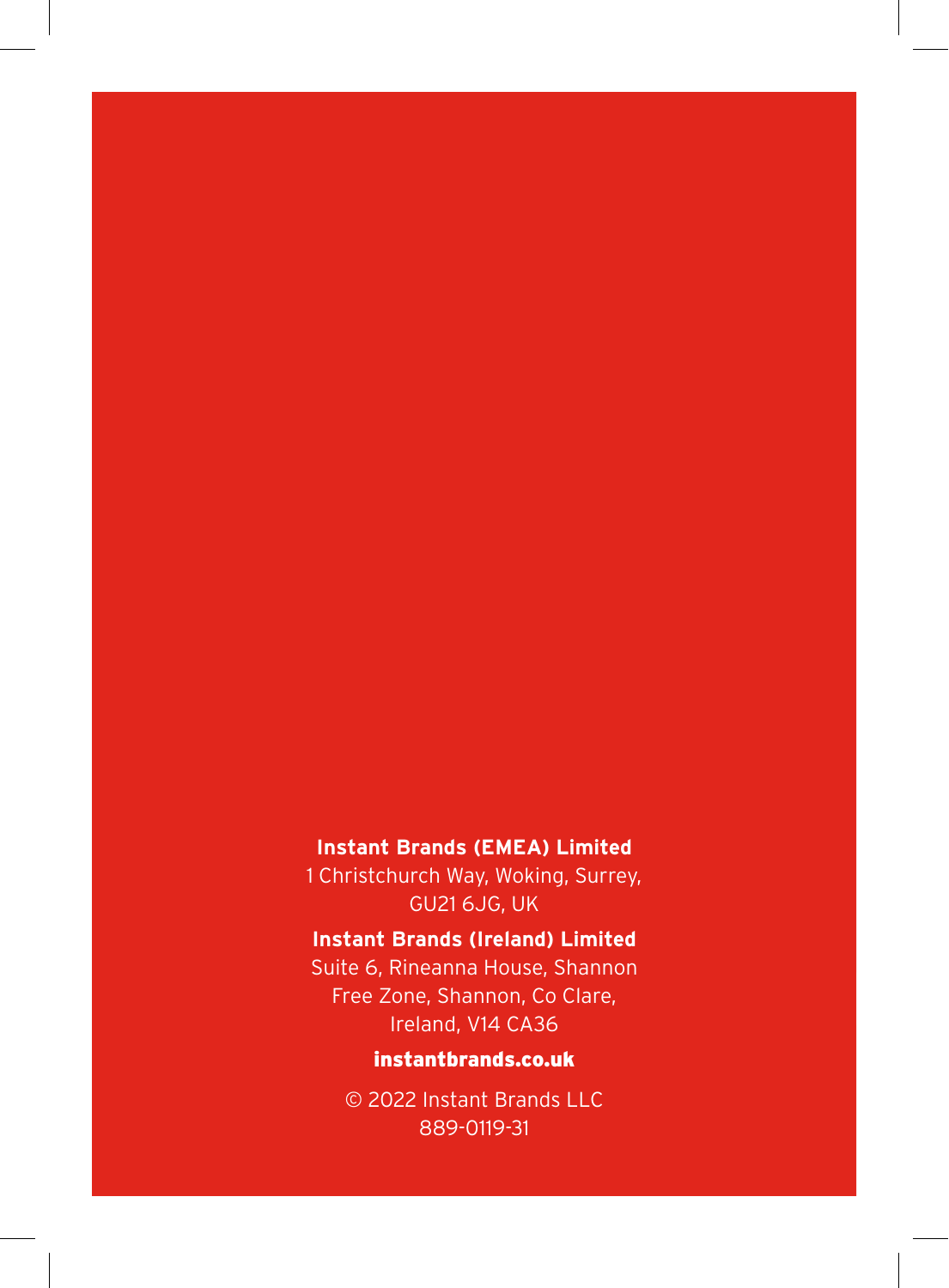**Instant Brands (EMEA) Limited**
1 Christchurch Way, Woking, Surrey,
GU21 6JG, UK

**Instant Brands (Ireland) Limited**
Suite 6, Rineanna House, Shannon
Free Zone, Shannon, Co Clare,
Ireland, V14 CA36

**instantbrands.co.uk**

© 2022 Instant Brands LLC
889-0119-31